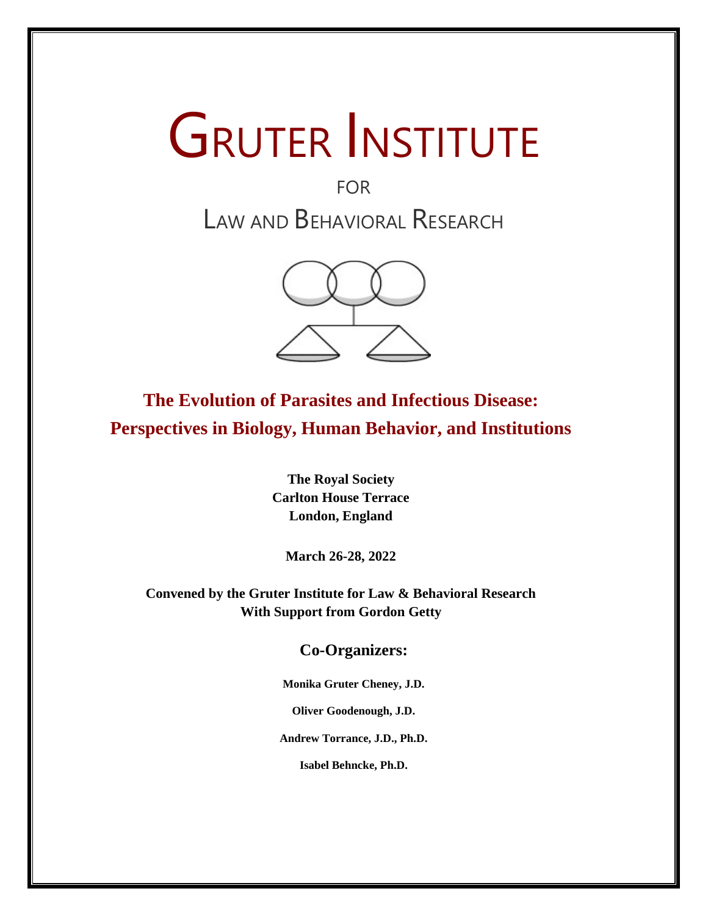# Gruter Institute

FOR

## Law and Behavioral Research

## The Evolution of Parasites and Infectious Disease: Perspectives in Biology, Human Behavior, and Institutions

**The Royal Society**
**Carlton House Terrace**
**London, England**

**March 26-28, 2022**

**Convened by the Gruter Institute for Law & Behavioral Research**
**With Support from Gordon Getty**

### Co-Organizers:

**Monika Gruter Cheney, J.D.**

**Oliver Goodenough, J.D.**

**Andrew Torrance, J.D., Ph.D.**

**Isabel Behncke, Ph.D.**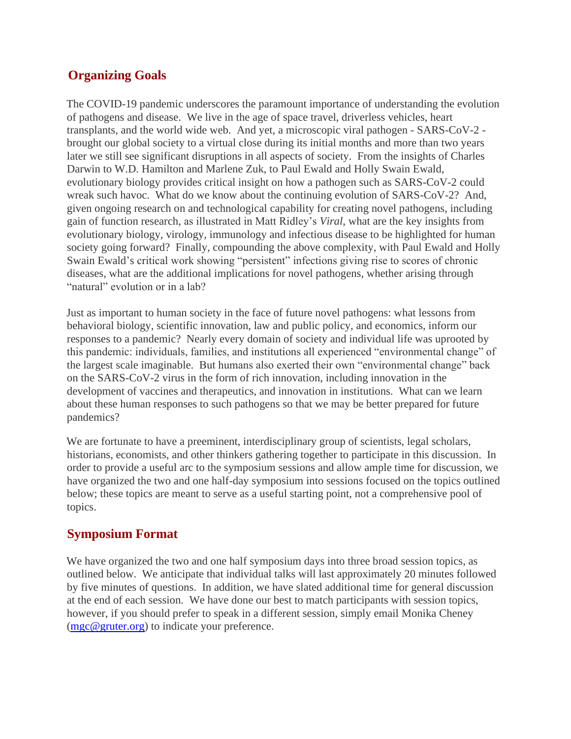## Organizing Goals

The COVID-19 pandemic underscores the paramount importance of understanding the evolution of pathogens and disease. We live in the age of space travel, driverless vehicles, heart transplants, and the world wide web. And yet, a microscopic viral pathogen - SARS-CoV-2 - brought our global society to a virtual close during its initial months and more than two years later we still see significant disruptions in all aspects of society. From the insights of Charles Darwin to W.D. Hamilton and Marlene Zuk, to Paul Ewald and Holly Swain Ewald, evolutionary biology provides critical insight on how a pathogen such as SARS-CoV-2 could wreak such havoc. What do we know about the continuing evolution of SARS-CoV-2? And, given ongoing research on and technological capability for creating novel pathogens, including gain of function research, as illustrated in Matt Ridley's *Viral*, what are the key insights from evolutionary biology, virology, immunology and infectious disease to be highlighted for human society going forward? Finally, compounding the above complexity, with Paul Ewald and Holly Swain Ewald's critical work showing "persistent" infections giving rise to scores of chronic diseases, what are the additional implications for novel pathogens, whether arising through "natural" evolution or in a lab?

Just as important to human society in the face of future novel pathogens: what lessons from behavioral biology, scientific innovation, law and public policy, and economics, inform our responses to a pandemic? Nearly every domain of society and individual life was uprooted by this pandemic: individuals, families, and institutions all experienced "environmental change" of the largest scale imaginable. But humans also exerted their own "environmental change" back on the SARS-CoV-2 virus in the form of rich innovation, including innovation in the development of vaccines and therapeutics, and innovation in institutions. What can we learn about these human responses to such pathogens so that we may be better prepared for future pandemics?

We are fortunate to have a preeminent, interdisciplinary group of scientists, legal scholars, historians, economists, and other thinkers gathering together to participate in this discussion. In order to provide a useful arc to the symposium sessions and allow ample time for discussion, we have organized the two and one half-day symposium into sessions focused on the topics outlined below; these topics are meant to serve as a useful starting point, not a comprehensive pool of topics.

## Symposium Format

We have organized the two and one half symposium days into three broad session topics, as outlined below. We anticipate that individual talks will last approximately 20 minutes followed by five minutes of questions. In addition, we have slated additional time for general discussion at the end of each session. We have done our best to match participants with session topics, however, if you should prefer to speak in a different session, simply email Monika Cheney ([mgc@gruter.org](mailto:mgc@gruter.org)) to indicate your preference.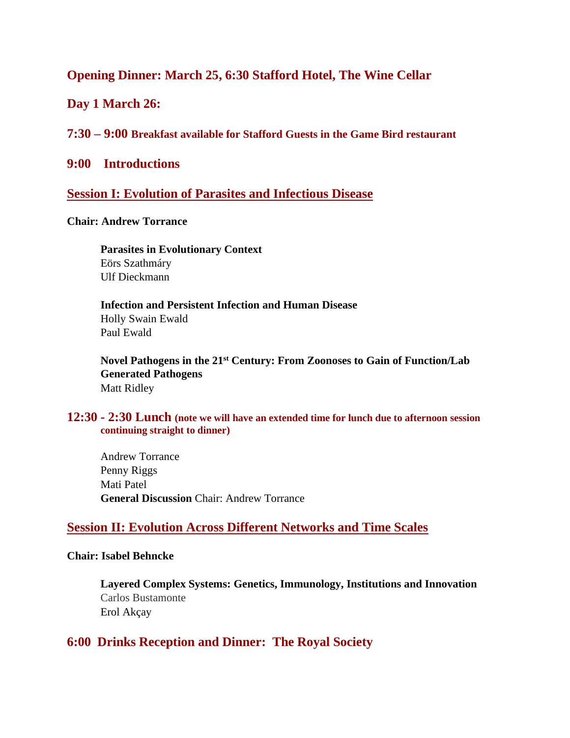## Opening Dinner: March 25, 6:30 Stafford Hotel, The Wine Cellar

## Day 1 March 26:

**7:30 – 9:00 Breakfast available for Stafford Guests in the Game Bird restaurant**

**9:00 Introductions**

## Session I: Evolution of Parasites and Infectious Disease

**Chair: Andrew Torrance**

**Parasites in Evolutionary Context**
Eörs Szathmáry
Ulf Dieckmann

**Infection and Persistent Infection and Human Disease**
Holly Swain Ewald
Paul Ewald

**Novel Pathogens in the 21st Century: From Zoonoses to Gain of Function/Lab Generated Pathogens**
Matt Ridley

**12:30 - 2:30 Lunch (note we will have an extended time for lunch due to afternoon session continuing straight to dinner)**

Andrew Torrance
Penny Riggs
Mati Patel
**General Discussion** Chair: Andrew Torrance

## Session II: Evolution Across Different Networks and Time Scales

**Chair: Isabel Behncke**

**Layered Complex Systems: Genetics, Immunology, Institutions and Innovation**
Carlos Bustamonte
Erol Akçay

## 6:00 Drinks Reception and Dinner: The Royal Society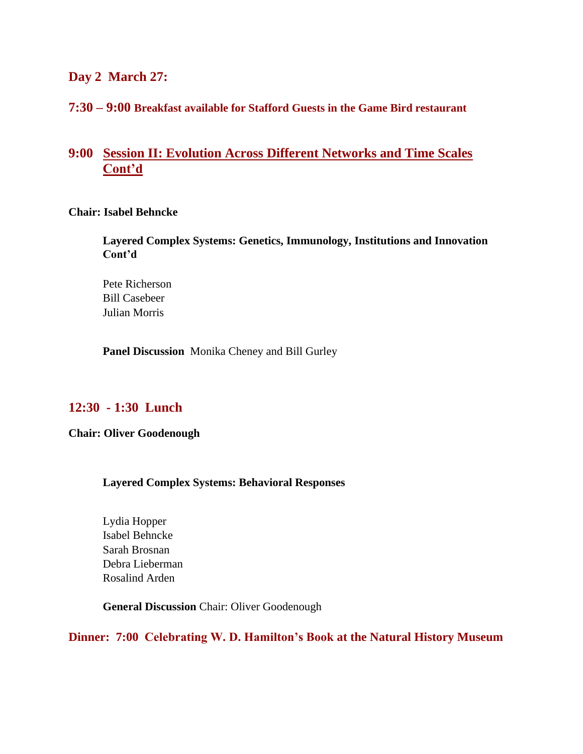## Day 2 March 27:

**7:30 – 9:00 Breakfast available for Stafford Guests in the Game Bird restaurant**

## 9:00 Session II: Evolution Across Different Networks and Time Scales Cont'd

**Chair: Isabel Behncke**

**Layered Complex Systems: Genetics, Immunology, Institutions and Innovation Cont'd**

Pete Richerson
Bill Casebeer
Julian Morris

**Panel Discussion** Monika Cheney and Bill Gurley

## 12:30 - 1:30 Lunch

**Chair: Oliver Goodenough**

**Layered Complex Systems: Behavioral Responses**

Lydia Hopper
Isabel Behncke
Sarah Brosnan
Debra Lieberman
Rosalind Arden

**General Discussion** Chair: Oliver Goodenough

**Dinner: 7:00 Celebrating W. D. Hamilton's Book at the Natural History Museum**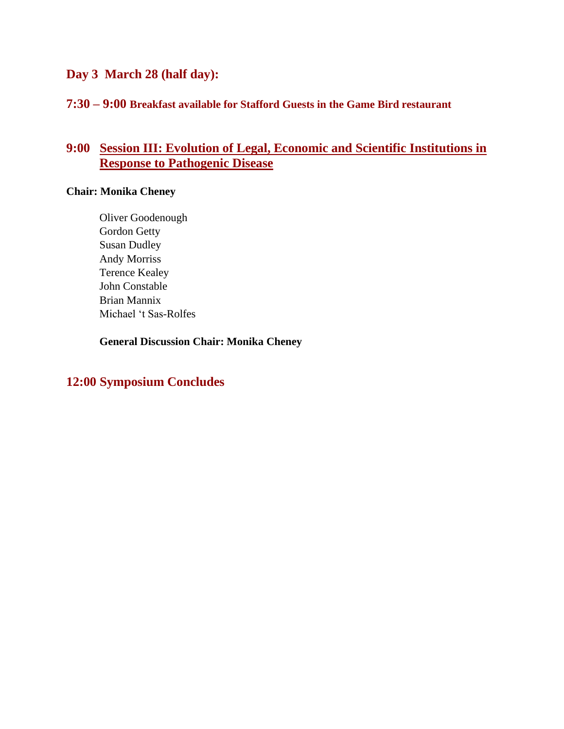## Day 3 March 28 (half day):

**7:30 – 9:00 Breakfast available for Stafford Guests in the Game Bird restaurant**

## 9:00 Session III: Evolution of Legal, Economic and Scientific Institutions in Response to Pathogenic Disease

**Chair: Monika Cheney**

Oliver Goodenough
Gordon Getty
Susan Dudley
Andy Morriss
Terence Kealey
John Constable
Brian Mannix
Michael ‘t Sas-Rolfes

**General Discussion Chair: Monika Cheney**

## 12:00 Symposium Concludes